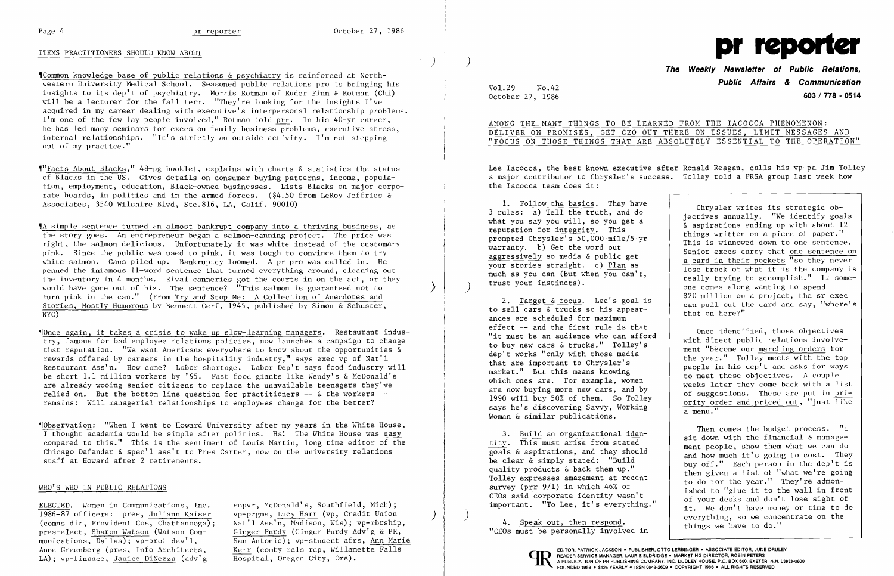## ITEMS PRACTITIONERS SHOULD KNOW ABOUT

¶Common knowledge base of public relations & psychiatry is reinforced at Northwestern University Medical School. Seasoned public relations pro is bringing his insights to its dep't of psychiatry. Morris Rotman of Ruder Finn & Rotman (Chi) will be a lecturer for the fall term. "They're looking for the insights I've acquired in my career dealing with executive's interpersonal relationship problems. I'm one of the few lay people involved," Rotman told prr. In his 40-yr career, he has led many seminars for execs on family business problems, executive stress, internal relationships. "It's strictly an outside activity. I'm not stepping out of my practice."

¶"Facts About Blacks," 48-pg booklet, explains with charts & statistics the status of Blacks in the US. Gives details on consumer buying patterns, income, population, employment, education, Black-owned businesses. Lists Blacks on major corporate boards, in politics and in the armed forces. ($4.50 from LeRoy Jeffries & Associates, 3540 Wilshire Blvd, Ste.816, LA, Calif. 90010)

¶A simple sentence turned an almost bankrupt company into a thriving business, as the story goes. An entrepreneur began a salmon-canning project. The price was right, the salmon delicious. Unfortunately it was white instead of the customary pink. Since the public was used to pink, it was tough to convince them to try white salmon. Cans piled up. Bankruptcy loomed. A pr pro was called in. He penned the infamous 11-word sentence that turned everything around, cleaning out the inventory in 4 months. Rival canneries got the courts in on the act, or they would have gone out of biz. The sentence? "This salmon is guaranteed not to turn pink in the can." (From Try and Stop Me: A Collection of Anecdotes and Stories, Mostly Humorous by Bennett Cerf, 1945, published by Simon & Schuster, NYC)

¶Once again, it takes a crisis to wake up slow-learning managers. Restaurant industry, famous for bad employee relations policies, now launches a campaign to change that reputation. "We want Americans everywhere to know about the opportunities & rewards offered by careers in the hospitality industry," says exec vp of Nat'l Restaurant Ass'n. How come? Labor shortage. Labor Dep't says food industry will be short 1.1 million workers by '95. Fast food giants like Wendy's & McDonald's are already wooing senior citizens to replace the unavailable teenagers they've relied on. But the bottom line question for practitioners -- & the workers -- remains: Will managerial relationships to employees change for the better?

¶Observation: "When I went to Howard University after my years in the White House, I thought academia would be simple after politics. Ha! The White House was easy compared to this." This is the sentiment of Louis Martin, long time editor of the Chicago Defender & spec'l ass't to Pres Carter, now on the university relations staff at Howard after 2 retirements.

## WHO'S WHO IN PUBLIC RELATIONS

ELECTED. Women in Communications, Inc. 1986-87 officers: pres, Juliann Kaiser (comns dir, Provident Cos, Chattanooga); pres-elect, Sharon Watson (Watson Communications, Dallas); vp-prof dev'l, Anne Greenberg (pres, Info Architects, LA); vp-finance, Janice DiNezza (adv'g supvr, McDonald's, Southfield, Mich); vp-prgms, Lucy Harr (vp, Credit Union Nat'l Ass'n, Madison, Wis); vp-mbrship, Ginger Purdy (Ginger Purdy Adv'g & PR, San Antonio); vp-student afrs, Ann Marie Kerr (comty rels rep, Willamette Falls Hospital, Oregon City, Ore).

# pr reporter

**The Weekly Newsletter of Public Relations, Public Affairs & Communication**

Vol.29 No.42
October 27, 1986

603 / 778 - 0514

## AMONG THE MANY THINGS TO BE LEARNED FROM THE IACOCCA PHENOMENON: DELIVER ON PROMISES, GET CEO OUT THERE ON ISSUES, LIMIT MESSAGES AND "FOCUS ON THOSE THINGS THAT ARE ABSOLUTELY ESSENTIAL TO THE OPERATION"

Lee Iacocca, the best known executive after Ronald Reagan, calls his vp-pa Jim Tolley a major contributor to Chrysler's success. Tolley told a PRSA group last week how the Iacocca team does it:

1. Follow the basics. They have 3 rules: a) Tell the truth, and do what you say you will, so you get a reputation for integrity. This prompted Chrysler's 50,000-mile/5-yr warranty. b) Get the word out aggressively so media & public get your stories straight. c) Plan as much as you can (but when you can't, trust your instincts).

2. Target & focus. Lee's goal is to sell cars & trucks so his appearances are scheduled for maximum effect -- and the first rule is that "it must be an audience who can afford to buy new cars & trucks." Tolley's dep't works "only with those media that are important to Chrysler's market." But this means knowing which ones are. For example, women are now buying more new cars, and by 1990 will buy 50% of them. So Tolley says he's discovering Savvy, Working Woman & similar publications.

3. Build an organizational identity. This must arise from stated goals & aspirations, and they should be clear & simply stated: "Build quality products & back them up." Tolley expresses amazement at recent survey (prr 9/1) in which 46% of CEOs said corporate identity wasn't important. "To Lee, it's everything."

4. Speak out, then respond. "CEOs must be personally involved in

> Chrysler writes its strategic objectives annually. "We identify goals & aspirations ending up with about 12 things written on a piece of paper." This is winnowed down to one sentence. Senior execs carry that one sentence on a card in their pockets "so they never lose track of what it is the company is really trying to accomplish." If someone comes along wanting to spend $20 million on a project, the sr exec can pull out the card and say, "where's that on here?"
>
> Once identified, those objectives with direct public relations involvement "become our marching orders for the year." Tolley meets with the top people in his dep't and asks for ways to meet these objectives. A couple weeks later they come back with a list of suggestions. These are put in priority order and priced out, "just like a menu."
>
> Then comes the budget process. "I sit down with the financial & management people, show them what we can do and how much it's going to cost. They buy off." Each person in the dep't is then given a list of "what we're going to do for the year." They're admonished to "glue it to the wall in front of your desks and don't lose sight of it. We don't have money or time to do everything, so we concentrate on the things we have to do."

EDITOR, PATRICK JACKSON • PUBLISHER, OTTO LERBINGER • ASSOCIATE EDITOR, JUNE DRULEY
READER SERVICE MANAGER, LAURIE ELDRIDGE • MARKETING DIRECTOR, ROBIN PETERS
A PUBLICATION OF PR PUBLISHING COMPANY, INC. DUDLEY HOUSE, P.O. BOX 600, EXETER, N.H. 03833-0600
FOUNDED 1958 • $125 YEARLY • ISSN 0048-2609 • COPYRIGHT 1986 • ALL RIGHTS RESERVED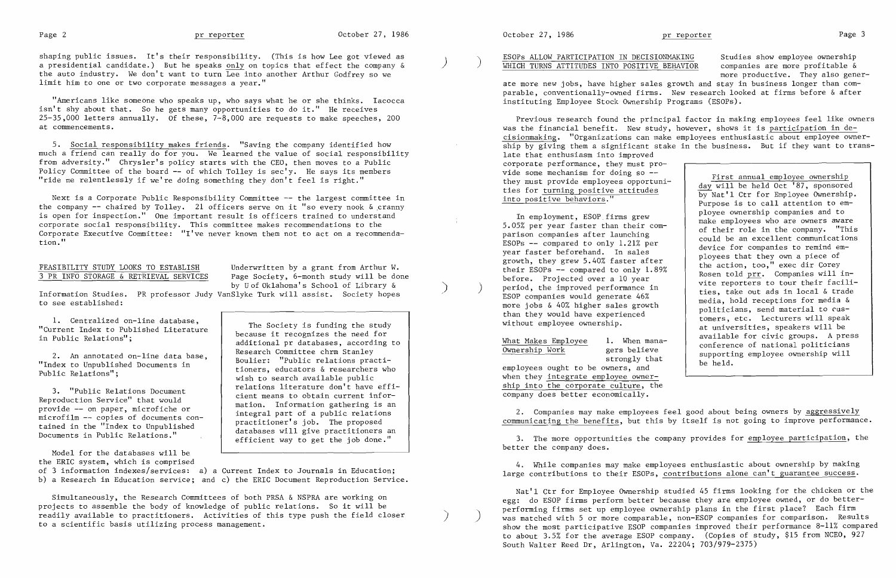shaping public issues. It's their responsibility. (This is how Lee got viewed as a presidential candidate.) But he speaks only on topics that effect the company & the auto industry. We don't want to turn Lee into another Arthur Godfrey so we limit him to one or two corporate messages a year."

"Americans like someone who speaks up, who says what he or she thinks. Iacocca isn't shy about that. So he gets many opportunities to do it." He receives 25-35,000 letters annually. Of these, 7-8,000 are requests to make speeches, 200 at commencements.

5. Social responsibility makes friends. "Saving the company identified how much a friend can really do for you. We learned the value of social responsibility from adversity." Chrysler's policy starts with the CEO, then moves to a Public Policy Committee of the board -- of which Tolley is sec'y. He says its members "ride me relentlessly if we're doing something they don't feel is right."

Next is a Corporate Public Responsibility Committee -- the largest committee in the company -- chaired by Tolley. 21 officers serve on it "so every nook & cranny is open for inspection." One important result is officers trained to understand corporate social responsibility. This committee makes recommendations to the Corporate Executive Committee: "I've never known them not to act on a recommendation."

FEASIBILITY STUDY LOOKS TO ESTABLISH 3 PR INFO STORAGE & RETRIEVAL SERVICES

Underwritten by a grant from Arthur W. Page Society, 6-month study will be done by U of Oklahoma's School of Library & Information Studies. PR professor Judy VanSlyke Turk will assist. Society hopes to see established:

1. Centralized on-line database, "Current Index to Published Literature in Public Relations";

2. An annotated on-line data base, "Index to Unpublished Documents in Public Relations";

3. "Public Relations Document Reproduction Service" that would provide -- on paper, microfiche or microfilm -- copies of documents contained in the "Index to Unpublished Documents in Public Relations."

> The Society is funding the study because it recognizes the need for additional pr databases, according to Research Committee chrm Stanley Boulier: "Public relations practitioners, educators & researchers who wish to search available public relations literature don't have efficient means to obtain current information. Information gathering is an integral part of a public relations practitioner's job. The proposed databases will give practitioners an efficient way to get the job done."

Model for the databases will be the ERIC system, which is comprised of 3 information indexes/services: a) a Current Index to Journals in Education; b) a Research in Education service; and c) the ERIC Document Reproduction Service.

Simultaneously, the Research Committees of both PRSA & NSPRA are working on projects to assemble the body of knowledge of public relations. So it will be readily available to practitioners. Activities of this type push the field closer to a scientific basis utilizing process management.

ESOPs ALLOW PARTICIPATION IN DECISIONMAKING WHICH TURNS ATTITUDES INTO POSITIVE BEHAVIOR

Studies show employee ownership companies are more profitable & more productive. They also generate more new jobs, have higher sales growth and stay in business longer than comparable, conventionally-owned firms. New research looked at firms before & after instituting Employee Stock Ownership Programs (ESOPs).

Previous research found the principal factor in making employees feel like owners was the financial benefit. New study, however, shows it is participation in decisionmaking. "Organizations can make employees enthusiastic about employee ownership by giving them a significant stake in the business. But if they want to translate that enthusiasm into improved corporate performance, they must provide some mechanism for doing so -- they must provide employees opportunities for turning positive attitudes into positive behaviors."

> First annual employee ownership day will be held Oct '87, sponsored by Nat'l Ctr for Employee Ownership. Purpose is to call attention to employee ownership companies and to make employees who are owners aware of their role in the company. "This could be an excellent communications device for companies to remind employees that they own a piece of the action, too," exec dir Corey Rosen told prr. Companies will invite reporters to tour their facilities, take out ads in local & trade media, hold receptions for media & politicians, send material to customers, etc. Lecturers will speak at universities, speakers will be available for civic groups. A press conference of national politicians supporting employee ownership will be held.

In employment, ESOP firms grew 5.05% per year faster than their comparison companies after launching ESOPs -- compared to only 1.21% per year faster beforehand. In sales growth, they grew 5.40% faster after their ESOPs -- compared to only 1.89% before. Projected over a 10 year period, the improved performance in ESOP companies would generate 46% more jobs & 40% higher sales growth than they would have experienced without employee ownership.

What Makes Employee Ownership Work

1. When managers believe strongly that employees ought to be owners, and when they integrate employee ownership into the corporate culture, the company does better economically.

2. Companies may make employees feel good about being owners by aggressively communicating the benefits, but this by itself is not going to improve performance.

3. The more opportunities the company provides for employee participation, the better the company does.

4. While companies may make employees enthusiastic about ownership by making large contributions to their ESOPs, contributions alone can't guarantee success.

Nat'l Ctr for Employee Ownership studied 45 firms looking for the chicken or the egg: do ESOP firms perform better because they are employee owned, or do better-performing firms set up employee ownership plans in the first place? Each firm was matched with 5 or more comparable, non-ESOP companies for comparison. Results show the most participative ESOP companies improved their performance 8-11% compared to about 3.5% for the average ESOP company. (Copies of study, $15 from NCEO, 927 South Walter Reed Dr, Arlington, Va. 22204; 703/979-2375)